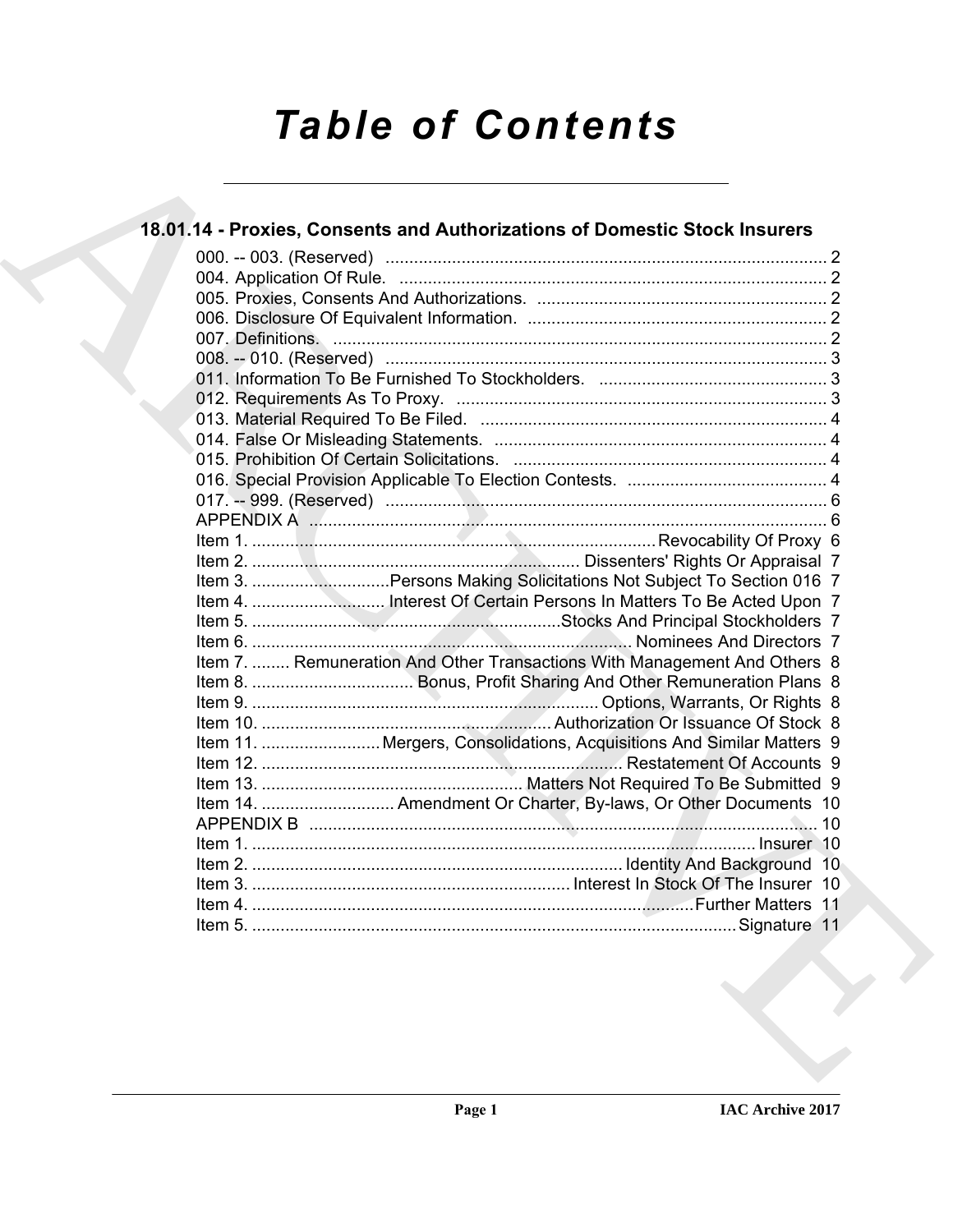# *Table of Contents*

## 18.01.14 - Proxies, Consents and Authorizations of Domestic Stock Insurers

000. -- 003. (Reserved) ............................................................................................. 2
004. Application Of Rule. .......................................................................................... 2
005. Proxies, Consents And Authorizations. ............................................................. 2
006. Disclosure Of Equivalent Information. ............................................................... 2
007. Definitions. ........................................................................................................ 2
008. -- 010. (Reserved) ............................................................................................. 3
011. Information To Be Furnished To Stockholders. ................................................ 3
012. Requirements As To Proxy. .............................................................................. 3
013. Material Required To Be Filed. ......................................................................... 4
014. False Or Misleading Statements. ...................................................................... 4
015. Prohibition Of Certain Solicitations. .................................................................. 4
016. Special Provision Applicable To Election Contests. .......................................... 4
017. -- 999. (Reserved) ............................................................................................. 6
APPENDIX A ............................................................................................................. 6
Item 1. .................................................................................... Revocability Of Proxy 6
Item 2. .................................................................... Dissenters' Rights Or Appraisal 7
Item 3. ............................. Persons Making Solicitations Not Subject To Section 016 7
Item 4. ............................ Interest Of Certain Persons In Matters To Be Acted Upon 7
Item 5. ................................................................. Stocks And Principal Stockholders 7
Item 6. ................................................................................ Nominees And Directors 7
Item 7. ........ Remuneration And Other Transactions With Management And Others 8
Item 8. .................................. Bonus, Profit Sharing And Other Remuneration Plans 8
Item 9. ........................................................................ Options, Warrants, Or Rights 8
Item 10. ............................................................. Authorization Or Issuance Of Stock 8
Item 11. ......................... Mergers, Consolidations, Acquisitions And Similar Matters 9
Item 12. ............................................................................ Restatement Of Accounts 9
Item 13. ....................................................... Matters Not Required To Be Submitted 9
Item 14. ............................ Amendment Or Charter, By-laws, Or Other Documents 10
APPENDIX B ........................................................................................................... 10
Item 1. ......................................................................................................... Insurer 10
Item 2. ............................................................................. Identity And Background 10
Item 3. .................................................................. Interest In Stock Of The Insurer 10
Item 4. ............................................................................................... Further Matters 11
Item 5. ...................................................................................................... Signature 11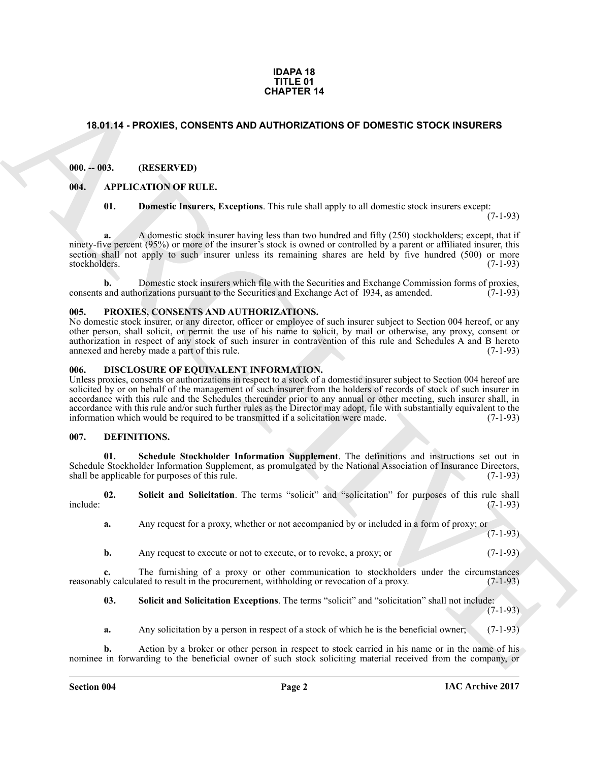**IDAPA 18**
**TITLE 01**
**CHAPTER 14**

## 18.01.14 - PROXIES, CONSENTS AND AUTHORIZATIONS OF DOMESTIC STOCK INSURERS

### 000. -- 003. (RESERVED)

### 004. APPLICATION OF RULE.

**01. Domestic Insurers, Exceptions**. This rule shall apply to all domestic stock insurers except: (7-1-93)

**a.** A domestic stock insurer having less than two hundred and fifty (250) stockholders; except, that if ninety-five percent (95%) or more of the insurer's stock is owned or controlled by a parent or affiliated insurer, this section shall not apply to such insurer unless its remaining shares are held by five hundred (500) or more stockholders. (7-1-93)

**b.** Domestic stock insurers which file with the Securities and Exchange Commission forms of proxies, consents and authorizations pursuant to the Securities and Exchange Act of 1934, as amended. (7-1-93)

### 005. PROXIES, CONSENTS AND AUTHORIZATIONS.

No domestic stock insurer, or any director, officer or employee of such insurer subject to Section 004 hereof, or any other person, shall solicit, or permit the use of his name to solicit, by mail or otherwise, any proxy, consent or authorization in respect of any stock of such insurer in contravention of this rule and Schedules A and B hereto annexed and hereby made a part of this rule. (7-1-93)

### 006. DISCLOSURE OF EQUIVALENT INFORMATION.

Unless proxies, consents or authorizations in respect to a stock of a domestic insurer subject to Section 004 hereof are solicited by or on behalf of the management of such insurer from the holders of records of stock of such insurer in accordance with this rule and the Schedules thereunder prior to any annual or other meeting, such insurer shall, in accordance with this rule and/or such further rules as the Director may adopt, file with substantially equivalent to the information which would be required to be transmitted if a solicitation were made. (7-1-93)

### 007. DEFINITIONS.

**01. Schedule Stockholder Information Supplement**. The definitions and instructions set out in Schedule Stockholder Information Supplement, as promulgated by the National Association of Insurance Directors, shall be applicable for purposes of this rule. (7-1-93)

**02. Solicit and Solicitation**. The terms "solicit" and "solicitation" for purposes of this rule shall include: (7-1-93)

**a.** Any request for a proxy, whether or not accompanied by or included in a form of proxy; or (7-1-93)

**b.** Any request to execute or not to execute, or to revoke, a proxy; or (7-1-93)

**c.** The furnishing of a proxy or other communication to stockholders under the circumstances reasonably calculated to result in the procurement, withholding or revocation of a proxy. (7-1-93)

**03. Solicit and Solicitation Exceptions**. The terms "solicit" and "solicitation" shall not include: (7-1-93)

**a.** Any solicitation by a person in respect of a stock of which he is the beneficial owner; (7-1-93)

**b.** Action by a broker or other person in respect to stock carried in his name or in the name of his nominee in forwarding to the beneficial owner of such stock soliciting material received from the company, or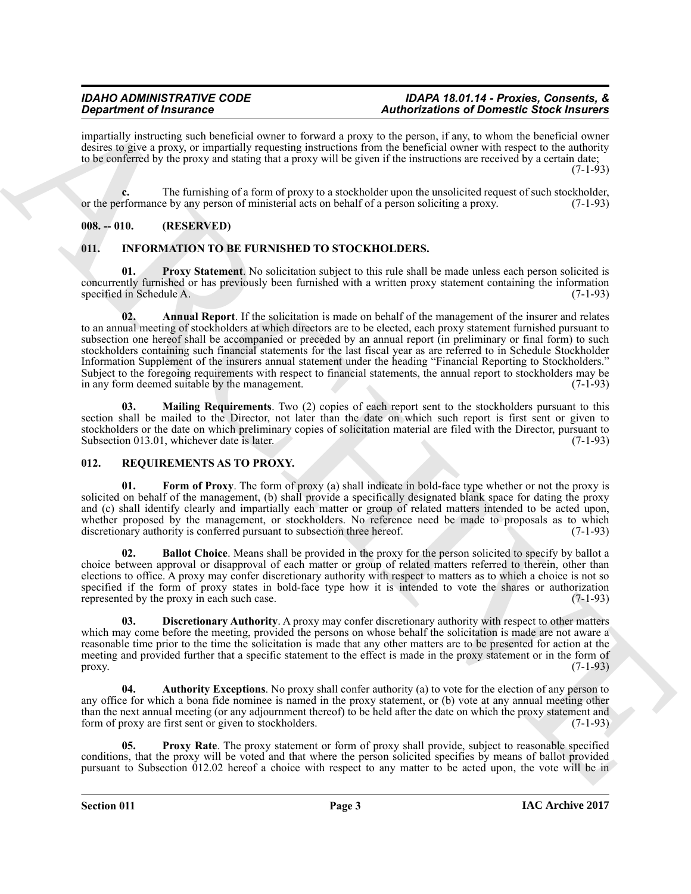impartially instructing such beneficial owner to forward a proxy to the person, if any, to whom the beneficial owner desires to give a proxy, or impartially requesting instructions from the beneficial owner with respect to the authority to be conferred by the proxy and stating that a proxy will be given if the instructions are received by a certain date; (7-1-93)

**c.** The furnishing of a form of proxy to a stockholder upon the unsolicited request of such stockholder, or the performance by any person of ministerial acts on behalf of a person soliciting a proxy. (7-1-93)

## 008. -- 010. (RESERVED)

## 011. INFORMATION TO BE FURNISHED TO STOCKHOLDERS.

**01. Proxy Statement**. No solicitation subject to this rule shall be made unless each person solicited is concurrently furnished or has previously been furnished with a written proxy statement containing the information specified in Schedule A. (7-1-93)

**02. Annual Report**. If the solicitation is made on behalf of the management of the insurer and relates to an annual meeting of stockholders at which directors are to be elected, each proxy statement furnished pursuant to subsection one hereof shall be accompanied or preceded by an annual report (in preliminary or final form) to such stockholders containing such financial statements for the last fiscal year as are referred to in Schedule Stockholder Information Supplement of the insurers annual statement under the heading "Financial Reporting to Stockholders." Subject to the foregoing requirements with respect to financial statements, the annual report to stockholders may be in any form deemed suitable by the management. (7-1-93)

**03. Mailing Requirements**. Two (2) copies of each report sent to the stockholders pursuant to this section shall be mailed to the Director, not later than the date on which such report is first sent or given to stockholders or the date on which preliminary copies of solicitation material are filed with the Director, pursuant to Subsection 013.01, whichever date is later. (7-1-93)

## 012. REQUIREMENTS AS TO PROXY.

**01. Form of Proxy**. The form of proxy (a) shall indicate in bold-face type whether or not the proxy is solicited on behalf of the management, (b) shall provide a specifically designated blank space for dating the proxy and (c) shall identify clearly and impartially each matter or group of related matters intended to be acted upon, whether proposed by the management, or stockholders. No reference need be made to proposals as to which discretionary authority is conferred pursuant to subsection three hereof. (7-1-93)

**02. Ballot Choice**. Means shall be provided in the proxy for the person solicited to specify by ballot a choice between approval or disapproval of each matter or group of related matters referred to therein, other than elections to office. A proxy may confer discretionary authority with respect to matters as to which a choice is not so specified if the form of proxy states in bold-face type how it is intended to vote the shares or authorization represented by the proxy in each such case. (7-1-93)

**03. Discretionary Authority**. A proxy may confer discretionary authority with respect to other matters which may come before the meeting, provided the persons on whose behalf the solicitation is made are not aware a reasonable time prior to the time the solicitation is made that any other matters are to be presented for action at the meeting and provided further that a specific statement to the effect is made in the proxy statement or in the form of proxy. (7-1-93)

**04. Authority Exceptions**. No proxy shall confer authority (a) to vote for the election of any person to any office for which a bona fide nominee is named in the proxy statement, or (b) vote at any annual meeting other than the next annual meeting (or any adjournment thereof) to be held after the date on which the proxy statement and form of proxy are first sent or given to stockholders. (7-1-93)

**05. Proxy Rate**. The proxy statement or form of proxy shall provide, subject to reasonable specified conditions, that the proxy will be voted and that where the person solicited specifies by means of ballot provided pursuant to Subsection 012.02 hereof a choice with respect to any matter to be acted upon, the vote will be in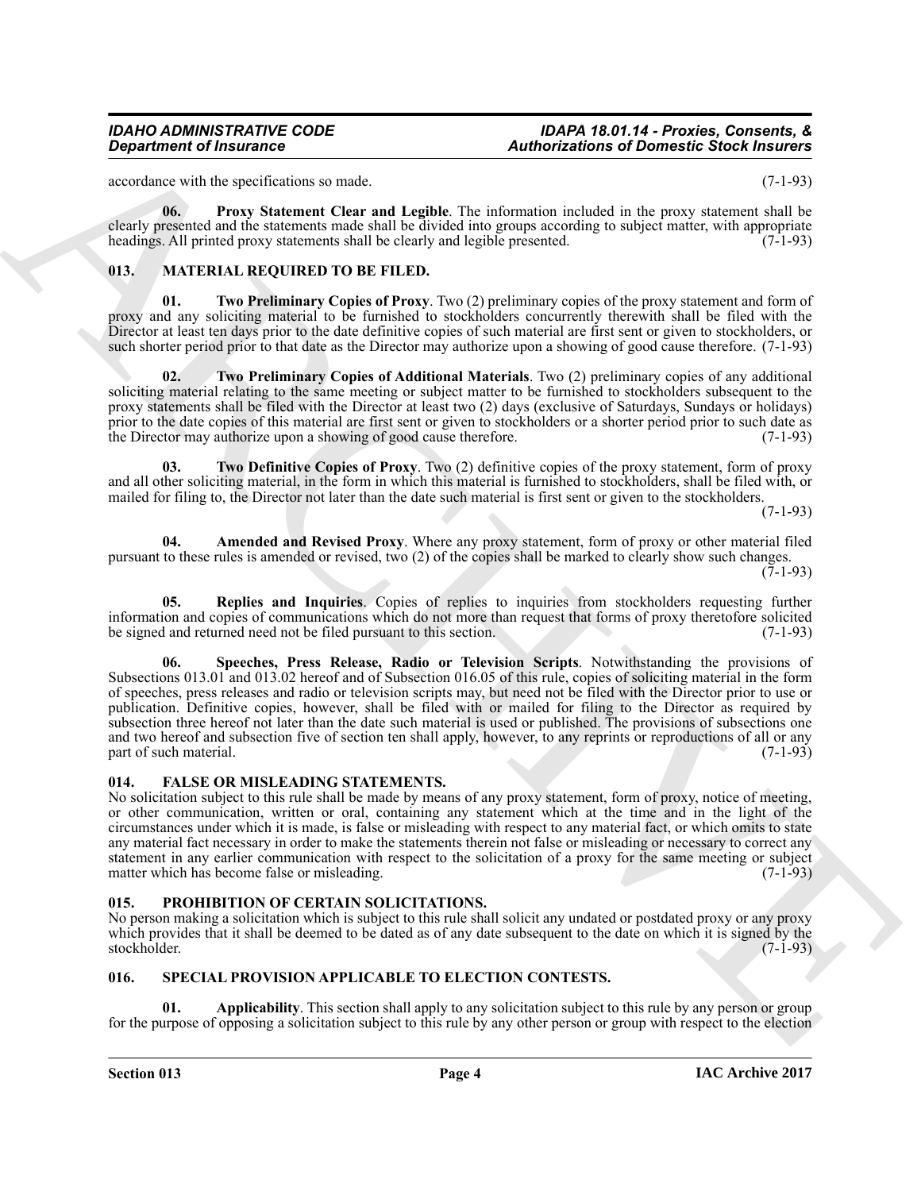accordance with the specifications so made. (7-1-93)

**06. Proxy Statement Clear and Legible**. The information included in the proxy statement shall be clearly presented and the statements made shall be divided into groups according to subject matter, with appropriate headings. All printed proxy statements shall be clearly and legible presented. (7-1-93)

## 013. MATERIAL REQUIRED TO BE FILED.

**01. Two Preliminary Copies of Proxy**. Two (2) preliminary copies of the proxy statement and form of proxy and any soliciting material to be furnished to stockholders concurrently therewith shall be filed with the Director at least ten days prior to the date definitive copies of such material are first sent or given to stockholders, or such shorter period prior to that date as the Director may authorize upon a showing of good cause therefore. (7-1-93)

**02. Two Preliminary Copies of Additional Materials**. Two (2) preliminary copies of any additional soliciting material relating to the same meeting or subject matter to be furnished to stockholders subsequent to the proxy statements shall be filed with the Director at least two (2) days (exclusive of Saturdays, Sundays or holidays) prior to the date copies of this material are first sent or given to stockholders or a shorter period prior to such date as the Director may authorize upon a showing of good cause therefore. (7-1-93)

**03. Two Definitive Copies of Proxy**. Two (2) definitive copies of the proxy statement, form of proxy and all other soliciting material, in the form in which this material is furnished to stockholders, shall be filed with, or mailed for filing to, the Director not later than the date such material is first sent or given to the stockholders. (7-1-93)

**04. Amended and Revised Proxy**. Where any proxy statement, form of proxy or other material filed pursuant to these rules is amended or revised, two (2) of the copies shall be marked to clearly show such changes. (7-1-93)

**05. Replies and Inquiries**. Copies of replies to inquiries from stockholders requesting further information and copies of communications which do not more than request that forms of proxy theretofore solicited be signed and returned need not be filed pursuant to this section. (7-1-93)

**06. Speeches, Press Release, Radio or Television Scripts**. Notwithstanding the provisions of Subsections 013.01 and 013.02 hereof and of Subsection 016.05 of this rule, copies of soliciting material in the form of speeches, press releases and radio or television scripts may, but need not be filed with the Director prior to use or publication. Definitive copies, however, shall be filed with or mailed for filing to the Director as required by subsection three hereof not later than the date such material is used or published. The provisions of subsections one and two hereof and subsection five of section ten shall apply, however, to any reprints or reproductions of all or any part of such material. (7-1-93)

## 014. FALSE OR MISLEADING STATEMENTS.

No solicitation subject to this rule shall be made by means of any proxy statement, form of proxy, notice of meeting, or other communication, written or oral, containing any statement which at the time and in the light of the circumstances under which it is made, is false or misleading with respect to any material fact, or which omits to state any material fact necessary in order to make the statements therein not false or misleading or necessary to correct any statement in any earlier communication with respect to the solicitation of a proxy for the same meeting or subject matter which has become false or misleading. (7-1-93)

## 015. PROHIBITION OF CERTAIN SOLICITATIONS.

No person making a solicitation which is subject to this rule shall solicit any undated or postdated proxy or any proxy which provides that it shall be deemed to be dated as of any date subsequent to the date on which it is signed by the stockholder. (7-1-93)

## 016. SPECIAL PROVISION APPLICABLE TO ELECTION CONTESTS.

**01. Applicability**. This section shall apply to any solicitation subject to this rule by any person or group for the purpose of opposing a solicitation subject to this rule by any other person or group with respect to the election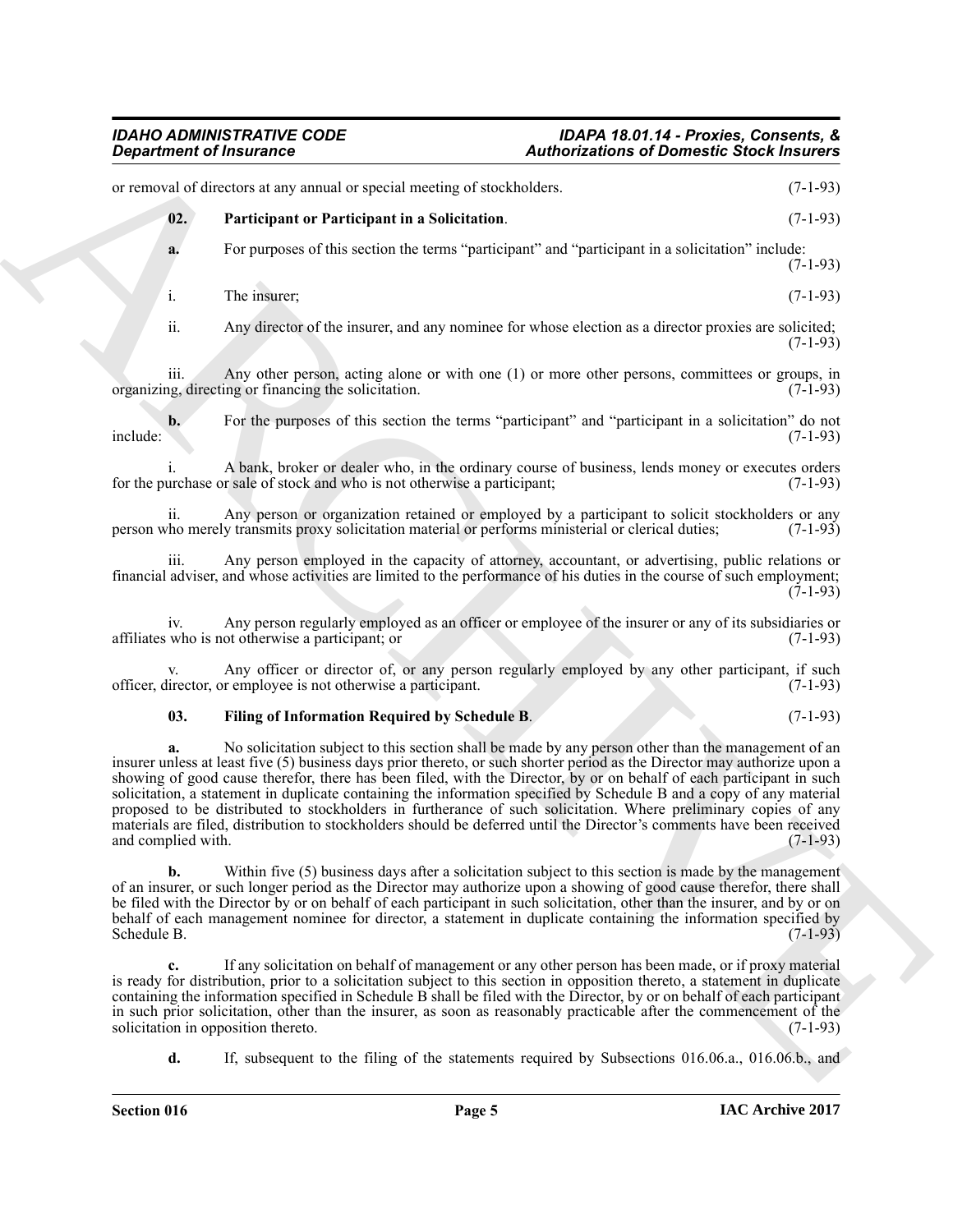or removal of directors at any annual or special meeting of stockholders. (7-1-93)

**02. Participant or Participant in a Solicitation**. (7-1-93)

**a.** For purposes of this section the terms "participant" and "participant in a solicitation" include: (7-1-93)

i. The insurer; (7-1-93)

ii. Any director of the insurer, and any nominee for whose election as a director proxies are solicited; (7-1-93)

iii. Any other person, acting alone or with one (1) or more other persons, committees or groups, in organizing, directing or financing the solicitation. (7-1-93)

**b.** For the purposes of this section the terms "participant" and "participant in a solicitation" do not include: (7-1-93)

i. A bank, broker or dealer who, in the ordinary course of business, lends money or executes orders for the purchase or sale of stock and who is not otherwise a participant; (7-1-93)

ii. Any person or organization retained or employed by a participant to solicit stockholders or any person who merely transmits proxy solicitation material or performs ministerial or clerical duties; (7-1-93)

iii. Any person employed in the capacity of attorney, accountant, or advertising, public relations or financial adviser, and whose activities are limited to the performance of his duties in the course of such employment; (7-1-93)

iv. Any person regularly employed as an officer or employee of the insurer or any of its subsidiaries or affiliates who is not otherwise a participant; or (7-1-93)

v. Any officer or director of, or any person regularly employed by any other participant, if such officer, director, or employee is not otherwise a participant. (7-1-93)

**03. Filing of Information Required by Schedule B**. (7-1-93)

**a.** No solicitation subject to this section shall be made by any person other than the management of an insurer unless at least five (5) business days prior thereto, or such shorter period as the Director may authorize upon a showing of good cause therefor, there has been filed, with the Director, by or on behalf of each participant in such solicitation, a statement in duplicate containing the information specified by Schedule B and a copy of any material proposed to be distributed to stockholders in furtherance of such solicitation. Where preliminary copies of any materials are filed, distribution to stockholders should be deferred until the Director's comments have been received and complied with. (7-1-93)

**b.** Within five (5) business days after a solicitation subject to this section is made by the management of an insurer, or such longer period as the Director may authorize upon a showing of good cause therefor, there shall be filed with the Director by or on behalf of each participant in such solicitation, other than the insurer, and by or on behalf of each management nominee for director, a statement in duplicate containing the information specified by Schedule B. (7-1-93)

**c.** If any solicitation on behalf of management or any other person has been made, or if proxy material is ready for distribution, prior to a solicitation subject to this section in opposition thereto, a statement in duplicate containing the information specified in Schedule B shall be filed with the Director, by or on behalf of each participant in such prior solicitation, other than the insurer, as soon as reasonably practicable after the commencement of the solicitation in opposition thereto. (7-1-93)

**d.** If, subsequent to the filing of the statements required by Subsections 016.06.a., 016.06.b., and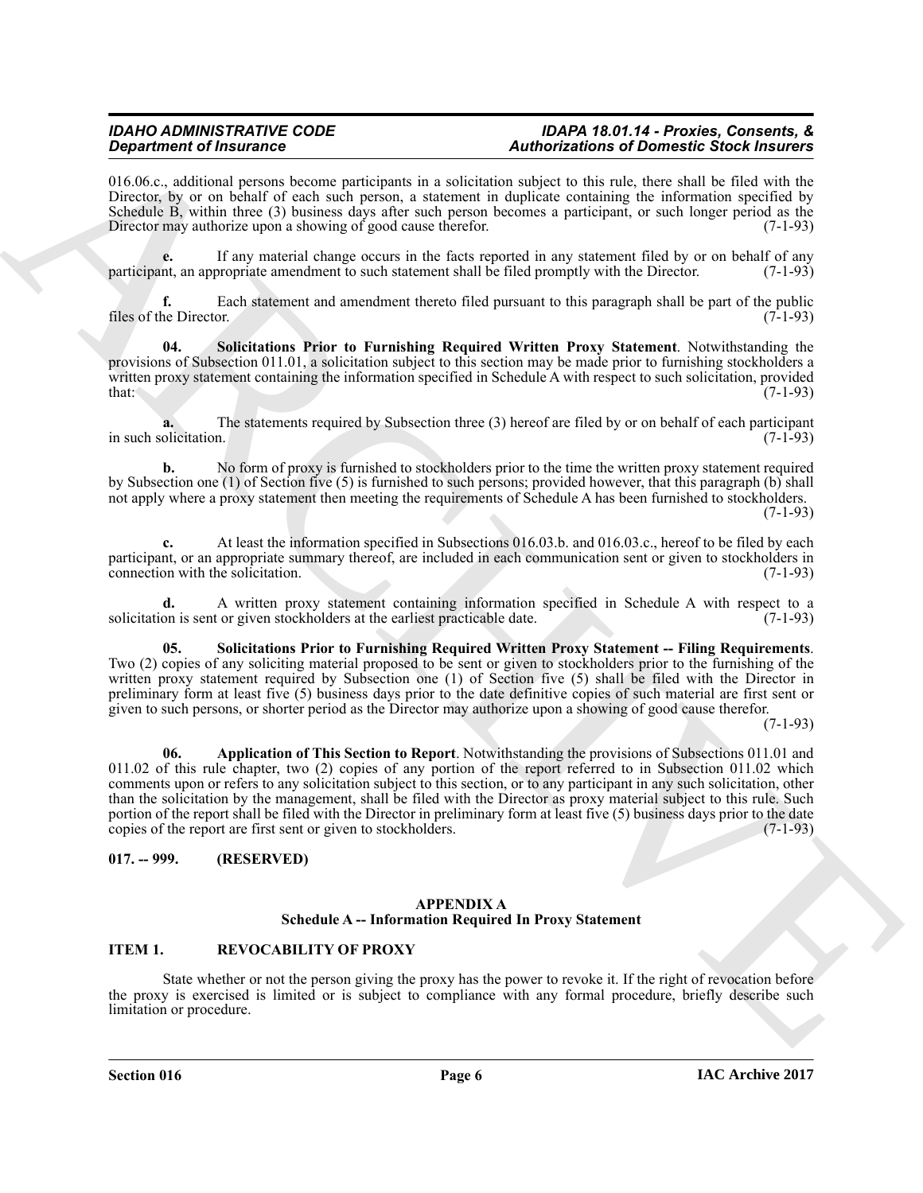016.06.c., additional persons become participants in a solicitation subject to this rule, there shall be filed with the Director, by or on behalf of each such person, a statement in duplicate containing the information specified by Schedule B, within three (3) business days after such person becomes a participant, or such longer period as the Director may authorize upon a showing of good cause therefor. (7-1-93)

**e.** If any material change occurs in the facts reported in any statement filed by or on behalf of any participant, an appropriate amendment to such statement shall be filed promptly with the Director. (7-1-93)

**f.** Each statement and amendment thereto filed pursuant to this paragraph shall be part of the public files of the Director. (7-1-93)

**04. Solicitations Prior to Furnishing Required Written Proxy Statement**. Notwithstanding the provisions of Subsection 011.01, a solicitation subject to this section may be made prior to furnishing stockholders a written proxy statement containing the information specified in Schedule A with respect to such solicitation, provided that: (7-1-93)

**a.** The statements required by Subsection three (3) hereof are filed by or on behalf of each participant in such solicitation. (7-1-93)

**b.** No form of proxy is furnished to stockholders prior to the time the written proxy statement required by Subsection one (1) of Section five (5) is furnished to such persons; provided however, that this paragraph (b) shall not apply where a proxy statement then meeting the requirements of Schedule A has been furnished to stockholders. (7-1-93)

**c.** At least the information specified in Subsections 016.03.b. and 016.03.c., hereof to be filed by each participant, or an appropriate summary thereof, are included in each communication sent or given to stockholders in connection with the solicitation. (7-1-93)

**d.** A written proxy statement containing information specified in Schedule A with respect to a solicitation is sent or given stockholders at the earliest practicable date. (7-1-93)

**05. Solicitations Prior to Furnishing Required Written Proxy Statement -- Filing Requirements**. Two (2) copies of any soliciting material proposed to be sent or given to stockholders prior to the furnishing of the written proxy statement required by Subsection one (1) of Section five (5) shall be filed with the Director in preliminary form at least five (5) business days prior to the date definitive copies of such material are first sent or given to such persons, or shorter period as the Director may authorize upon a showing of good cause therefor. (7-1-93)

**06. Application of This Section to Report**. Notwithstanding the provisions of Subsections 011.01 and 011.02 of this rule chapter, two (2) copies of any portion of the report referred to in Subsection 011.02 which comments upon or refers to any solicitation subject to this section, or to any participant in any such solicitation, other than the solicitation by the management, shall be filed with the Director as proxy material subject to this rule. Such portion of the report shall be filed with the Director in preliminary form at least five (5) business days prior to the date copies of the report are first sent or given to stockholders. (7-1-93)

## 017. -- 999. (RESERVED)

## APPENDIX A
### Schedule A -- Information Required In Proxy Statement

### ITEM 1. REVOCABILITY OF PROXY

State whether or not the person giving the proxy has the power to revoke it. If the right of revocation before the proxy is exercised is limited or is subject to compliance with any formal procedure, briefly describe such limitation or procedure.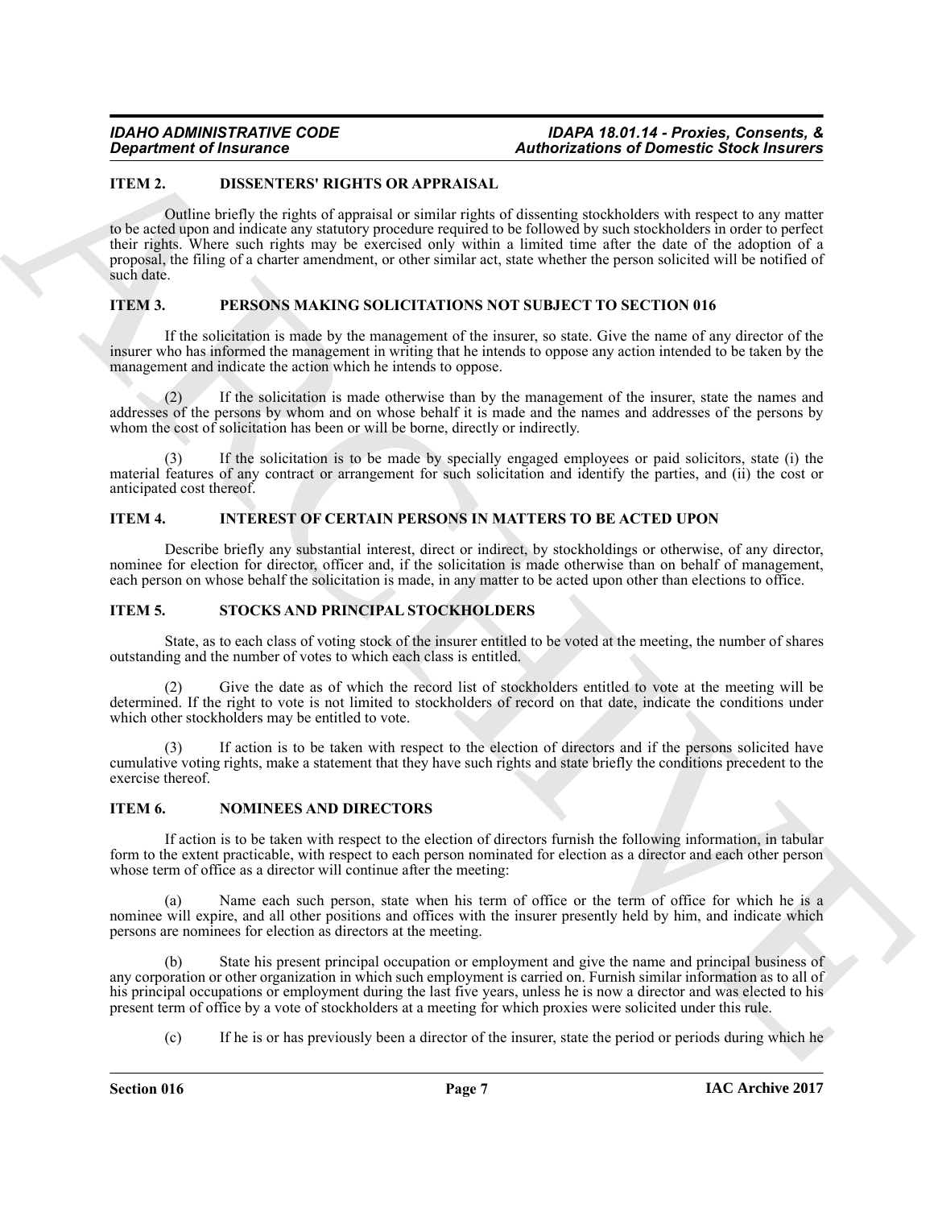### ITEM 2. DISSENTERS' RIGHTS OR APPRAISAL

Outline briefly the rights of appraisal or similar rights of dissenting stockholders with respect to any matter to be acted upon and indicate any statutory procedure required to be followed by such stockholders in order to perfect their rights. Where such rights may be exercised only within a limited time after the date of the adoption of a proposal, the filing of a charter amendment, or other similar act, state whether the person solicited will be notified of such date.

### ITEM 3. PERSONS MAKING SOLICITATIONS NOT SUBJECT TO SECTION 016

If the solicitation is made by the management of the insurer, so state. Give the name of any director of the insurer who has informed the management in writing that he intends to oppose any action intended to be taken by the management and indicate the action which he intends to oppose.

(2) If the solicitation is made otherwise than by the management of the insurer, state the names and addresses of the persons by whom and on whose behalf it is made and the names and addresses of the persons by whom the cost of solicitation has been or will be borne, directly or indirectly.

(3) If the solicitation is to be made by specially engaged employees or paid solicitors, state (i) the material features of any contract or arrangement for such solicitation and identify the parties, and (ii) the cost or anticipated cost thereof.

### ITEM 4. INTEREST OF CERTAIN PERSONS IN MATTERS TO BE ACTED UPON

Describe briefly any substantial interest, direct or indirect, by stockholdings or otherwise, of any director, nominee for election for director, officer and, if the solicitation is made otherwise than on behalf of management, each person on whose behalf the solicitation is made, in any matter to be acted upon other than elections to office.

### ITEM 5. STOCKS AND PRINCIPAL STOCKHOLDERS

State, as to each class of voting stock of the insurer entitled to be voted at the meeting, the number of shares outstanding and the number of votes to which each class is entitled.

(2) Give the date as of which the record list of stockholders entitled to vote at the meeting will be determined. If the right to vote is not limited to stockholders of record on that date, indicate the conditions under which other stockholders may be entitled to vote.

(3) If action is to be taken with respect to the election of directors and if the persons solicited have cumulative voting rights, make a statement that they have such rights and state briefly the conditions precedent to the exercise thereof.

### ITEM 6. NOMINEES AND DIRECTORS

If action is to be taken with respect to the election of directors furnish the following information, in tabular form to the extent practicable, with respect to each person nominated for election as a director and each other person whose term of office as a director will continue after the meeting:

(a) Name each such person, state when his term of office or the term of office for which he is a nominee will expire, and all other positions and offices with the insurer presently held by him, and indicate which persons are nominees for election as directors at the meeting.

(b) State his present principal occupation or employment and give the name and principal business of any corporation or other organization in which such employment is carried on. Furnish similar information as to all of his principal occupations or employment during the last five years, unless he is now a director and was elected to his present term of office by a vote of stockholders at a meeting for which proxies were solicited under this rule.

(c) If he is or has previously been a director of the insurer, state the period or periods during which he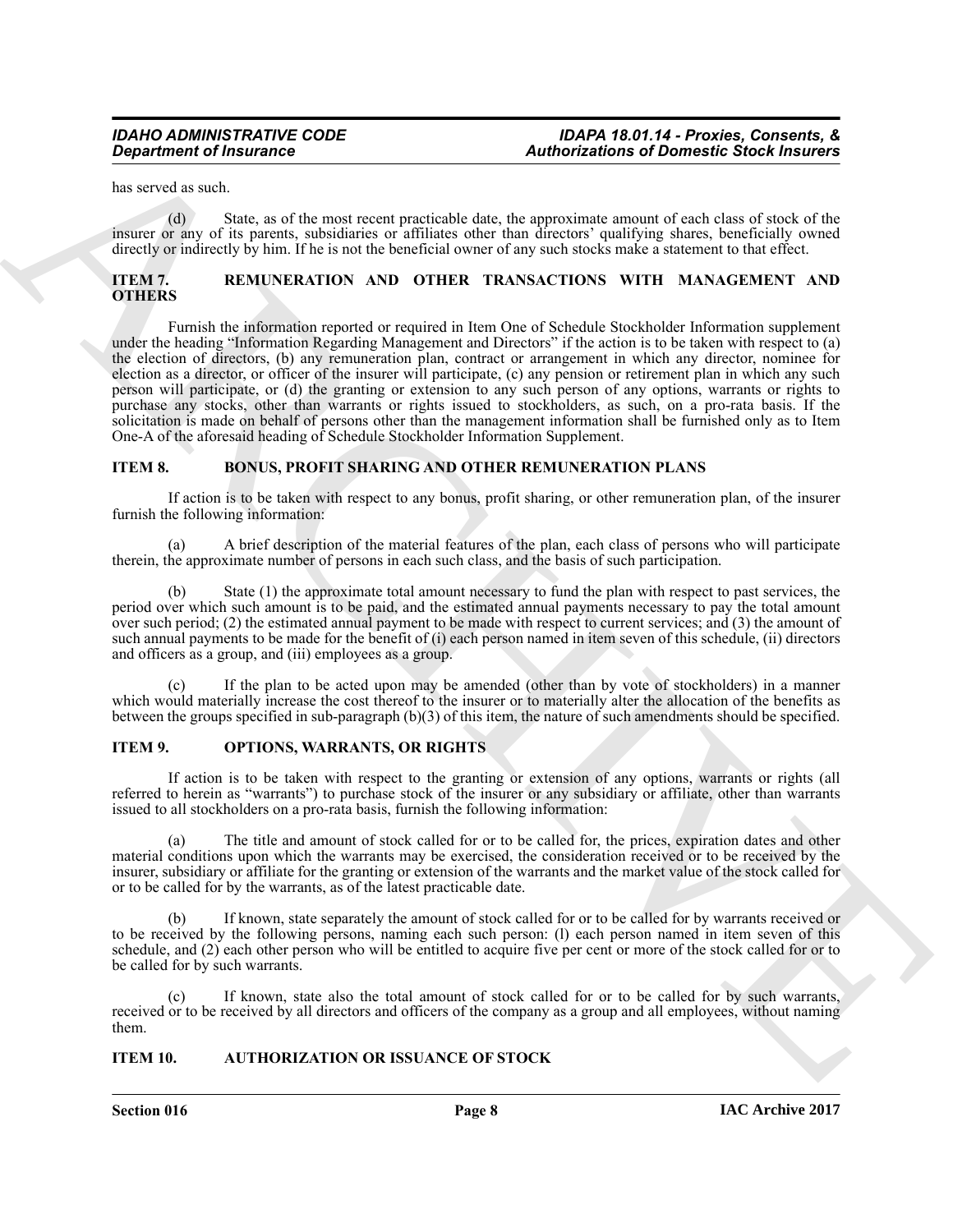has served as such.

(d) State, as of the most recent practicable date, the approximate amount of each class of stock of the insurer or any of its parents, subsidiaries or affiliates other than directors' qualifying shares, beneficially owned directly or indirectly by him. If he is not the beneficial owner of any such stocks make a statement to that effect.

## ITEM 7. REMUNERATION AND OTHER TRANSACTIONS WITH MANAGEMENT AND OTHERS

Furnish the information reported or required in Item One of Schedule Stockholder Information supplement under the heading "Information Regarding Management and Directors" if the action is to be taken with respect to (a) the election of directors, (b) any remuneration plan, contract or arrangement in which any director, nominee for election as a director, or officer of the insurer will participate, (c) any pension or retirement plan in which any such person will participate, or (d) the granting or extension to any such person of any options, warrants or rights to purchase any stocks, other than warrants or rights issued to stockholders, as such, on a pro-rata basis. If the solicitation is made on behalf of persons other than the management information shall be furnished only as to Item One-A of the aforesaid heading of Schedule Stockholder Information Supplement.

## ITEM 8. BONUS, PROFIT SHARING AND OTHER REMUNERATION PLANS

If action is to be taken with respect to any bonus, profit sharing, or other remuneration plan, of the insurer furnish the following information:

(a) A brief description of the material features of the plan, each class of persons who will participate therein, the approximate number of persons in each such class, and the basis of such participation.

(b) State (1) the approximate total amount necessary to fund the plan with respect to past services, the period over which such amount is to be paid, and the estimated annual payments necessary to pay the total amount over such period; (2) the estimated annual payment to be made with respect to current services; and (3) the amount of such annual payments to be made for the benefit of (i) each person named in item seven of this schedule, (ii) directors and officers as a group, and (iii) employees as a group.

(c) If the plan to be acted upon may be amended (other than by vote of stockholders) in a manner which would materially increase the cost thereof to the insurer or to materially alter the allocation of the benefits as between the groups specified in sub-paragraph (b)(3) of this item, the nature of such amendments should be specified.

## ITEM 9. OPTIONS, WARRANTS, OR RIGHTS

If action is to be taken with respect to the granting or extension of any options, warrants or rights (all referred to herein as "warrants") to purchase stock of the insurer or any subsidiary or affiliate, other than warrants issued to all stockholders on a pro-rata basis, furnish the following information:

(a) The title and amount of stock called for or to be called for, the prices, expiration dates and other material conditions upon which the warrants may be exercised, the consideration received or to be received by the insurer, subsidiary or affiliate for the granting or extension of the warrants and the market value of the stock called for or to be called for by the warrants, as of the latest practicable date.

(b) If known, state separately the amount of stock called for or to be called for by warrants received or to be received by the following persons, naming each such person: (l) each person named in item seven of this schedule, and (2) each other person who will be entitled to acquire five per cent or more of the stock called for or to be called for by such warrants.

(c) If known, state also the total amount of stock called for or to be called for by such warrants, received or to be received by all directors and officers of the company as a group and all employees, without naming them.

## ITEM 10. AUTHORIZATION OR ISSUANCE OF STOCK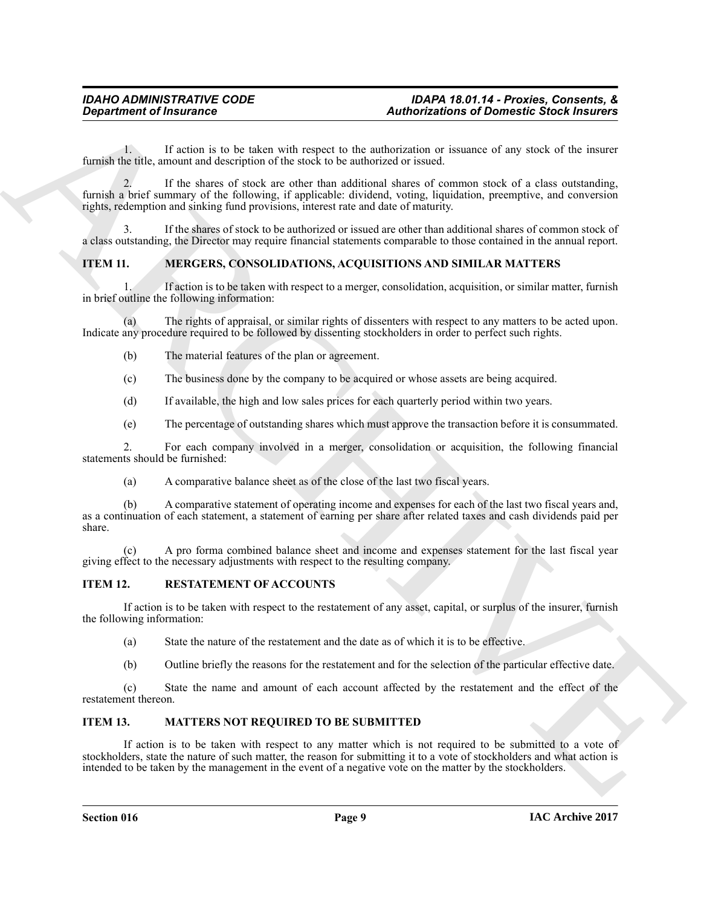1. If action is to be taken with respect to the authorization or issuance of any stock of the insurer furnish the title, amount and description of the stock to be authorized or issued.

2. If the shares of stock are other than additional shares of common stock of a class outstanding, furnish a brief summary of the following, if applicable: dividend, voting, liquidation, preemptive, and conversion rights, redemption and sinking fund provisions, interest rate and date of maturity.

3. If the shares of stock to be authorized or issued are other than additional shares of common stock of a class outstanding, the Director may require financial statements comparable to those contained in the annual report.

### ITEM 11. MERGERS, CONSOLIDATIONS, ACQUISITIONS AND SIMILAR MATTERS

1. If action is to be taken with respect to a merger, consolidation, acquisition, or similar matter, furnish in brief outline the following information:

(a) The rights of appraisal, or similar rights of dissenters with respect to any matters to be acted upon. Indicate any procedure required to be followed by dissenting stockholders in order to perfect such rights.

(b) The material features of the plan or agreement.

(c) The business done by the company to be acquired or whose assets are being acquired.

(d) If available, the high and low sales prices for each quarterly period within two years.

(e) The percentage of outstanding shares which must approve the transaction before it is consummated.

2. For each company involved in a merger, consolidation or acquisition, the following financial statements should be furnished:

(a) A comparative balance sheet as of the close of the last two fiscal years.

(b) A comparative statement of operating income and expenses for each of the last two fiscal years and, as a continuation of each statement, a statement of earning per share after related taxes and cash dividends paid per share.

(c) A pro forma combined balance sheet and income and expenses statement for the last fiscal year giving effect to the necessary adjustments with respect to the resulting company.

### ITEM 12. RESTATEMENT OF ACCOUNTS

If action is to be taken with respect to the restatement of any asset, capital, or surplus of the insurer, furnish the following information:

(a) State the nature of the restatement and the date as of which it is to be effective.

(b) Outline briefly the reasons for the restatement and for the selection of the particular effective date.

(c) State the name and amount of each account affected by the restatement and the effect of the restatement thereon.

### ITEM 13. MATTERS NOT REQUIRED TO BE SUBMITTED

If action is to be taken with respect to any matter which is not required to be submitted to a vote of stockholders, state the nature of such matter, the reason for submitting it to a vote of stockholders and what action is intended to be taken by the management in the event of a negative vote on the matter by the stockholders.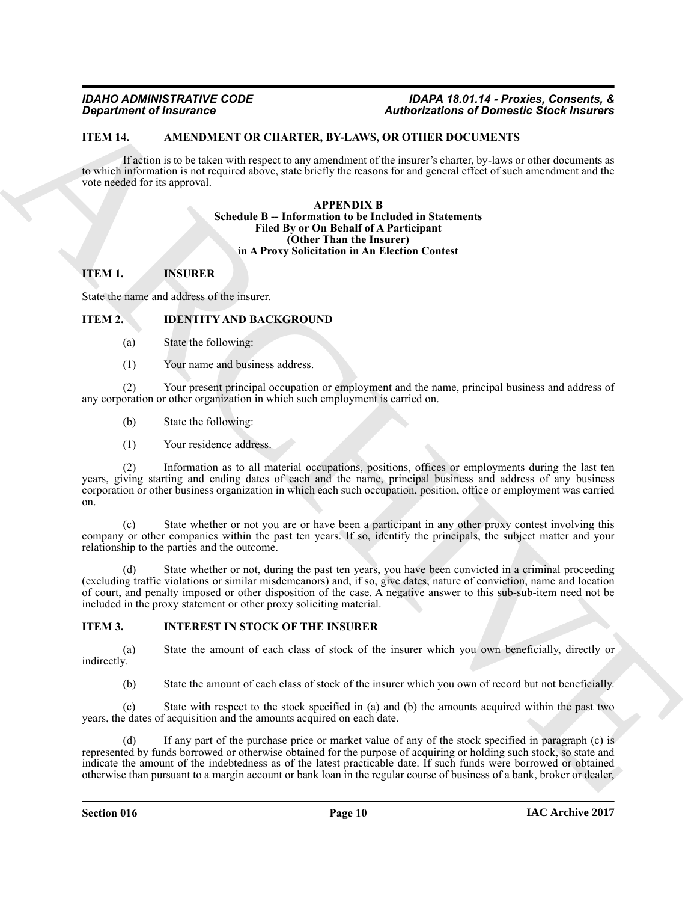### ITEM 14. AMENDMENT OR CHARTER, BY-LAWS, OR OTHER DOCUMENTS

If action is to be taken with respect to any amendment of the insurer's charter, by-laws or other documents as to which information is not required above, state briefly the reasons for and general effect of such amendment and the vote needed for its approval.

## APPENDIX B
## Schedule B -- Information to be Included in Statements Filed By or On Behalf of A Participant (Other Than the Insurer) in A Proxy Solicitation in An Election Contest

### ITEM 1. INSURER

State the name and address of the insurer.

### ITEM 2. IDENTITY AND BACKGROUND

(a) State the following:

(1) Your name and business address.

(2) Your present principal occupation or employment and the name, principal business and address of any corporation or other organization in which such employment is carried on.

(b) State the following:

(1) Your residence address.

(2) Information as to all material occupations, positions, offices or employments during the last ten years, giving starting and ending dates of each and the name, principal business and address of any business corporation or other business organization in which each such occupation, position, office or employment was carried on.

(c) State whether or not you are or have been a participant in any other proxy contest involving this company or other companies within the past ten years. If so, identify the principals, the subject matter and your relationship to the parties and the outcome.

(d) State whether or not, during the past ten years, you have been convicted in a criminal proceeding (excluding traffic violations or similar misdemeanors) and, if so, give dates, nature of conviction, name and location of court, and penalty imposed or other disposition of the case. A negative answer to this sub-sub-item need not be included in the proxy statement or other proxy soliciting material.

### ITEM 3. INTEREST IN STOCK OF THE INSURER

(a) State the amount of each class of stock of the insurer which you own beneficially, directly or indirectly.

(b) State the amount of each class of stock of the insurer which you own of record but not beneficially.

(c) State with respect to the stock specified in (a) and (b) the amounts acquired within the past two years, the dates of acquisition and the amounts acquired on each date.

(d) If any part of the purchase price or market value of any of the stock specified in paragraph (c) is represented by funds borrowed or otherwise obtained for the purpose of acquiring or holding such stock, so state and indicate the amount of the indebtedness as of the latest practicable date. If such funds were borrowed or obtained otherwise than pursuant to a margin account or bank loan in the regular course of business of a bank, broker or dealer,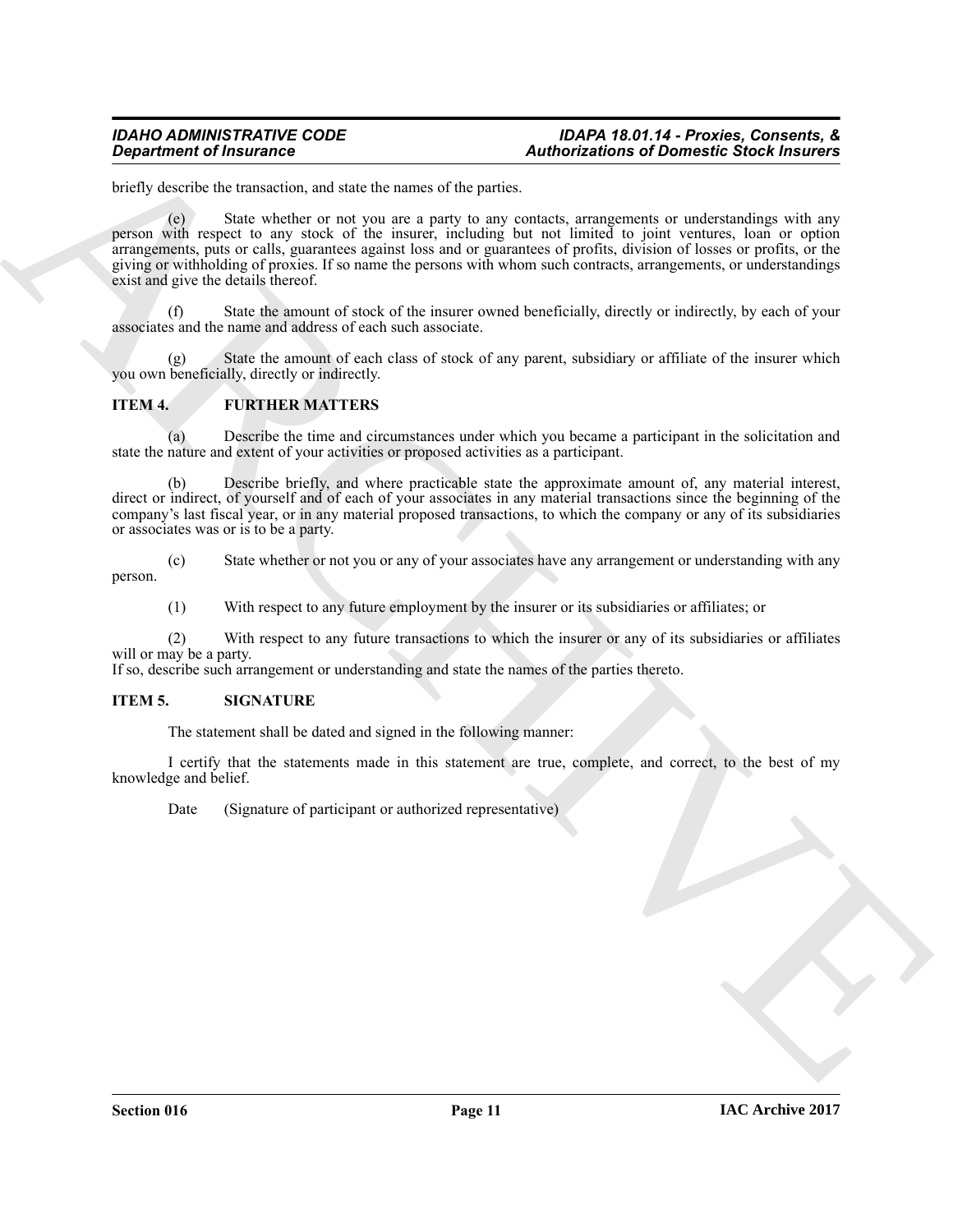briefly describe the transaction, and state the names of the parties.

(e) State whether or not you are a party to any contacts, arrangements or understandings with any person with respect to any stock of the insurer, including but not limited to joint ventures, loan or option arrangements, puts or calls, guarantees against loss and or guarantees of profits, division of losses or profits, or the giving or withholding of proxies. If so name the persons with whom such contracts, arrangements, or understandings exist and give the details thereof.

(f) State the amount of stock of the insurer owned beneficially, directly or indirectly, by each of your associates and the name and address of each such associate.

(g) State the amount of each class of stock of any parent, subsidiary or affiliate of the insurer which you own beneficially, directly or indirectly.

**ITEM 4. FURTHER MATTERS**

(a) Describe the time and circumstances under which you became a participant in the solicitation and state the nature and extent of your activities or proposed activities as a participant.

(b) Describe briefly, and where practicable state the approximate amount of, any material interest, direct or indirect, of yourself and of each of your associates in any material transactions since the beginning of the company's last fiscal year, or in any material proposed transactions, to which the company or any of its subsidiaries or associates was or is to be a party.

(c) State whether or not you or any of your associates have any arrangement or understanding with any person.

(1) With respect to any future employment by the insurer or its subsidiaries or affiliates; or

(2) With respect to any future transactions to which the insurer or any of its subsidiaries or affiliates will or may be a party.

If so, describe such arrangement or understanding and state the names of the parties thereto.

**ITEM 5. SIGNATURE**

The statement shall be dated and signed in the following manner:

I certify that the statements made in this statement are true, complete, and correct, to the best of my knowledge and belief.

Date (Signature of participant or authorized representative)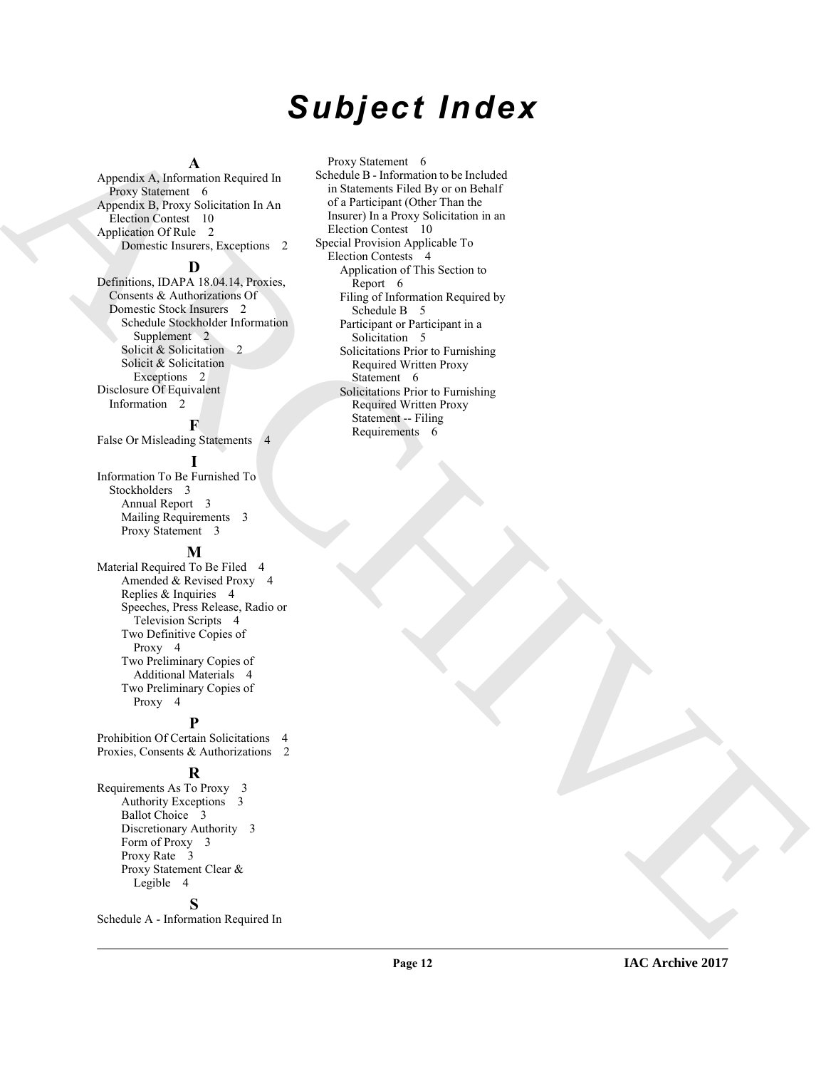# Subject Index

**A**

Appendix A, Information Required In Proxy Statement 6
Appendix B, Proxy Solicitation In An Election Contest 10
Application Of Rule 2
  Domestic Insurers, Exceptions 2

**D**

Definitions, IDAPA 18.04.14, Proxies, Consents & Authorizations Of Domestic Stock Insurers 2
  Schedule Stockholder Information Supplement 2
  Solicit & Solicitation 2
  Solicit & Solicitation Exceptions 2
Disclosure Of Equivalent Information 2

**F**

False Or Misleading Statements 4

**I**

Information To Be Furnished To Stockholders 3
  Annual Report 3
  Mailing Requirements 3
  Proxy Statement 3

**M**

Material Required To Be Filed 4
  Amended & Revised Proxy 4
  Replies & Inquiries 4
  Speeches, Press Release, Radio or Television Scripts 4
  Two Definitive Copies of Proxy 4
  Two Preliminary Copies of Additional Materials 4
  Two Preliminary Copies of Proxy 4

**P**

Prohibition Of Certain Solicitations 4
Proxies, Consents & Authorizations 2

**R**

Requirements As To Proxy 3
  Authority Exceptions 3
  Ballot Choice 3
  Discretionary Authority 3
  Form of Proxy 3
  Proxy Rate 3
  Proxy Statement Clear & Legible 4

**S**

Schedule A - Information Required In Proxy Statement 6
Schedule B - Information to be Included in Statements Filed By or on Behalf of a Participant (Other Than the Insurer) In a Proxy Solicitation in an Election Contest 10
Special Provision Applicable To Election Contests 4
  Application of This Section to Report 6
  Filing of Information Required by Schedule B 5
  Participant or Participant in a Solicitation 5
  Solicitations Prior to Furnishing Required Written Proxy Statement 6
  Solicitations Prior to Furnishing Required Written Proxy Statement -- Filing Requirements 6